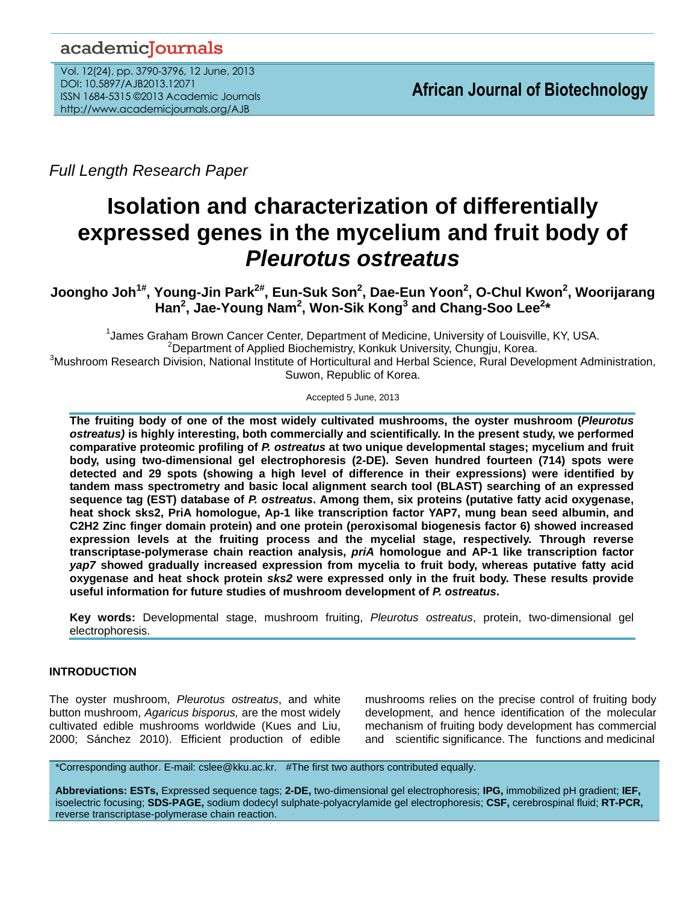Full Length Research Paper

# Isolation and characterization of differentially expressed genes in the mycelium and fruit body of *Pleurotus ostreatus*

**Joongho Joh[1#], Young-Jin Park[2#], Eun-Suk Son[2], Dae-Eun Yoon[2], O-Chul Kwon[2], Woorijarang Han[2], Jae-Young Nam[2], Won-Sik Kong[3] and Chang-Soo Lee[2]***

[1]James Graham Brown Cancer Center, Department of Medicine, University of Louisville, KY, USA.
[2]Department of Applied Biochemistry, Konkuk University, Chungju, Korea.
[3]Mushroom Research Division, National Institute of Horticultural and Herbal Science, Rural Development Administration, Suwon, Republic of Korea.

Accepted 5 June, 2013

**The fruiting body of one of the most widely cultivated mushrooms, the oyster mushroom (*Pleurotus ostreatus)* is highly interesting, both commercially and scientifically. In the present study, we performed comparative proteomic profiling of *P. ostreatus* at two unique developmental stages; mycelium and fruit body, using two-dimensional gel electrophoresis (2-DE). Seven hundred fourteen (714) spots were detected and 29 spots (showing a high level of difference in their expressions) were identified by tandem mass spectrometry and basic local alignment search tool (BLAST) searching of an expressed sequence tag (EST) database of *P. ostreatus*. Among them, six proteins (putative fatty acid oxygenase, heat shock sks2, PriA homologue, Ap-1 like transcription factor YAP7, mung bean seed albumin, and C2H2 Zinc finger domain protein) and one protein (peroxisomal biogenesis factor 6) showed increased expression levels at the fruiting process and the mycelial stage, respectively. Through reverse transcriptase-polymerase chain reaction analysis, *priA* homologue and AP-1 like transcription factor *yap7* showed gradually increased expression from mycelia to fruit body, whereas putative fatty acid oxygenase and heat shock protein *sks2* were expressed only in the fruit body. These results provide useful information for future studies of mushroom development of *P. ostreatus*.**

**Key words:** Developmental stage, mushroom fruiting, *Pleurotus ostreatus*, protein, two-dimensional gel electrophoresis.

## INTRODUCTION

The oyster mushroom, *Pleurotus ostreatus*, and white button mushroom, *Agaricus bisporus,* are the most widely cultivated edible mushrooms worldwide (Kues and Liu, 2000; Sánchez 2010). Efficient production of edible mushrooms relies on the precise control of fruiting body development, and hence identification of the molecular mechanism of fruiting body development has commercial and scientific significance. The functions and medicinal

*Corresponding author. E-mail: cslee@kku.ac.kr. #The first two authors contributed equally.

**Abbreviations: ESTs,** Expressed sequence tags; **2-DE,** two-dimensional gel electrophoresis; **IPG,** immobilized pH gradient; **IEF,** isoelectric focusing; **SDS-PAGE,** sodium dodecyl sulphate-polyacrylamide gel electrophoresis; **CSF,** cerebrospinal fluid; **RT-PCR,** reverse transcriptase-polymerase chain reaction.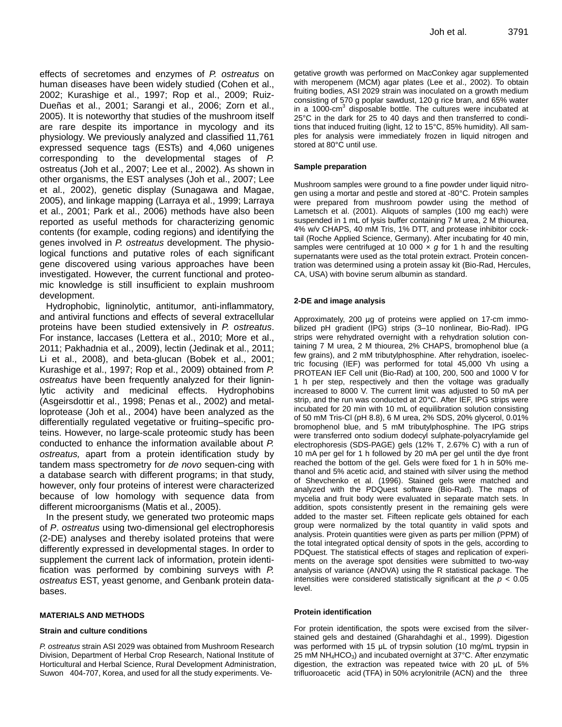effects of secretomes and enzymes of *P. ostreatus* on human diseases have been widely studied (Cohen et al., 2002; Kurashige et al., 1997; Rop et al., 2009; Ruiz-Dueñas et al., 2001; Sarangi et al., 2006; Zorn et al., 2005). It is noteworthy that studies of the mushroom itself are rare despite its importance in mycology and its physiology. We previously analyzed and classified 11,761 expressed sequence tags (ESTs) and 4,060 unigenes corresponding to the developmental stages of *P.* ostreatus (Joh et al., 2007; Lee et al., 2002). As shown in other organisms, the EST analyses (Joh et al., 2007; Lee et al., 2002), genetic display (Sunagawa and Magae, 2005), and linkage mapping (Larraya et al., 1999; Larraya et al., 2001; Park et al., 2006) methods have also been reported as useful methods for characterizing genomic contents (for example, coding regions) and identifying the genes involved in *P. ostreatus* development. The physiological functions and putative roles of each significant gene discovered using various approaches have been investigated. However, the current functional and proteomic knowledge is still insufficient to explain mushroom development.

Hydrophobic, ligninolytic, antitumor, anti-inflammatory, and antiviral functions and effects of several extracellular proteins have been studied extensively in *P. ostreatus*. For instance, laccases (Lettera et al., 2010; More et al., 2011; Pakhadnia et al., 2009), lectin (Jedinak et al., 2011; Li et al., 2008), and beta-glucan (Bobek et al., 2001; Kurashige et al., 1997; Rop et al., 2009) obtained from *P. ostreatus* have been frequently analyzed for their ligninlytic activity and medicinal effects. Hydrophobins (Asgeirsdottir et al., 1998; Penas et al., 2002) and metalloprotease (Joh et al., 2004) have been analyzed as the differentially regulated vegetative or fruiting–specific proteins. However, no large-scale proteomic study has been conducted to enhance the information available about *P. ostreatus,* apart from a protein identification study by tandem mass spectrometry for *de novo* sequen-cing with a database search with different programs; in that study, however, only four proteins of interest were characterized because of low homology with sequence data from different microorganisms (Matis et al., 2005).

In the present study, we generated two proteomic maps of *P*. *ostreatus* using two-dimensional gel electrophoresis (2-DE) analyses and thereby isolated proteins that were differently expressed in developmental stages. In order to supplement the current lack of information, protein identification was performed by combining surveys with *P. ostreatus* EST, yeast genome, and Genbank protein databases.

## MATERIALS AND METHODS

### Strain and culture conditions

*P. ostreatus* strain ASI 2029 was obtained from Mushroom Research Division, Department of Herbal Crop Research, National Institute of Horticultural and Herbal Science, Rural Development Administration, Suwon 404-707, Korea, and used for all the study experiments. Vegetative growth was performed on MacConkey agar supplemented with meropenem (MCM) agar plates (Lee et al., 2002). To obtain fruiting bodies, ASI 2029 strain was inoculated on a growth medium consisting of 570 g poplar sawdust, 120 g rice bran, and 65% water in a 1000-cm$^3$ disposable bottle. The cultures were incubated at 25°C in the dark for 25 to 40 days and then transferred to conditions that induced fruiting (light, 12 to 15°C, 85% humidity). All samples for analysis were immediately frozen in liquid nitrogen and stored at 80°C until use.

### Sample preparation

Mushroom samples were ground to a fine powder under liquid nitrogen using a mortar and pestle and stored at -80°C. Protein samples were prepared from mushroom powder using the method of Lametsch et al. (2001). Aliquots of samples (100 mg each) were suspended in 1 mL of lysis buffer containing 7 M urea, 2 M thiourea, 4% w/v CHAPS, 40 mM Tris, 1% DTT, and protease inhibitor cocktail (Roche Applied Science, Germany). After incubating for 40 min, samples were centrifuged at 10 000 × *g* for 1 h and the resulting supernatants were used as the total protein extract. Protein concentration was determined using a protein assay kit (Bio-Rad, Hercules, CA, USA) with bovine serum albumin as standard.

### 2-DE and image analysis

Approximately, 200 µg of proteins were applied on 17-cm immobilized pH gradient (IPG) strips (3–10 nonlinear, Bio-Rad). IPG strips were rehydrated overnight with a rehydration solution containing 7 M urea, 2 M thiourea, 2% CHAPS, bromophenol blue (a few grains), and 2 mM tributylphosphine. After rehydration, isoelectric focusing (IEF) was performed for total 45,000 Vh using a PROTEAN IEF Cell unit (Bio-Rad) at 100, 200, 500 and 1000 V for 1 h per step, respectively and then the voltage was gradually increased to 8000 V. The current limit was adjusted to 50 mA per strip, and the run was conducted at 20°C. After IEF, IPG strips were incubated for 20 min with 10 mL of equilibration solution consisting of 50 mM Tris-Cl (pH 8.8), 6 M urea, 2% SDS, 20% glycerol, 0.01% bromophenol blue, and 5 mM tributylphosphine. The IPG strips were transferred onto sodium dodecyl sulphate-polyacrylamide gel electrophoresis (SDS-PAGE) gels (12% T, 2.67% C) with a run of 10 mA per gel for 1 h followed by 20 mA per gel until the dye front reached the bottom of the gel. Gels were fixed for 1 h in 50% methanol and 5% acetic acid, and stained with silver using the method of Shevchenko et al. (1996). Stained gels were matched and analyzed with the PDQuest software (Bio-Rad). The maps of mycelia and fruit body were evaluated in separate match sets. In addition, spots consistently present in the remaining gels were added to the master set. Fifteen replicate gels obtained for each group were normalized by the total quantity in valid spots and analysis. Protein quantities were given as parts per million (PPM) of the total integrated optical density of spots in the gels, according to PDQuest. The statistical effects of stages and replication of experiments on the average spot densities were submitted to two-way analysis of variance (ANOVA) using the R statistical package. The intensities were considered statistically significant at the $p < 0.05$ level.

### Protein identification

For protein identification, the spots were excised from the silver-stained gels and destained (Gharahdaghi et al., 1999). Digestion was performed with 15 µL of trypsin solution (10 mg/mL trypsin in 25 mM $NH_4HCO_3$) and incubated overnight at 37°C. After enzymatic digestion, the extraction was repeated twice with 20 µL of 5% trifluoroacetic acid (TFA) in 50% acrylonitrile (ACN) and the three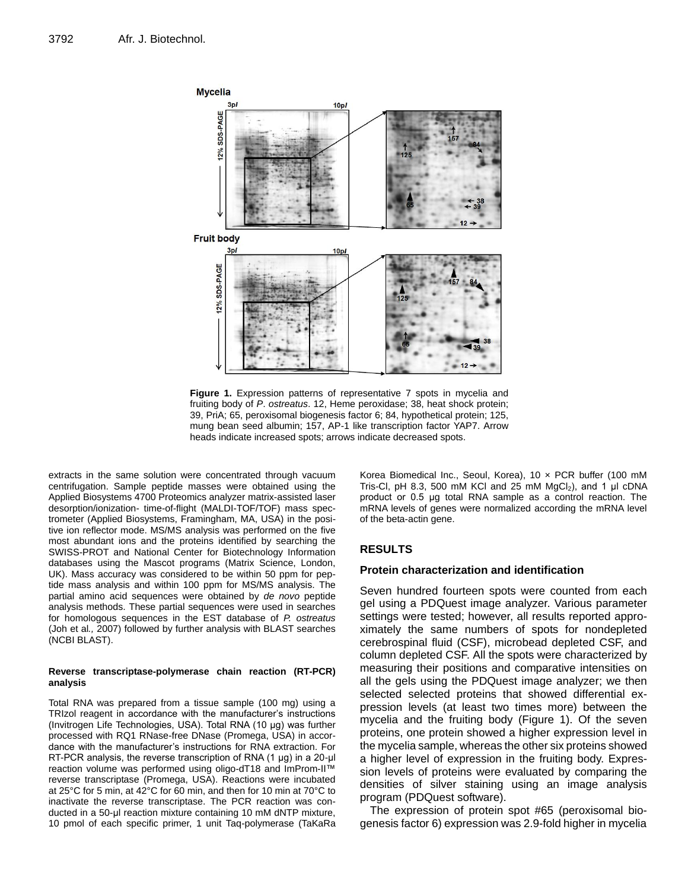**Figure 1.** Expression patterns of representative 7 spots in mycelia and fruiting body of *P. ostreatus*. 12, Heme peroxidase; 38, heat shock protein; 39, PriA; 65, peroxisomal biogenesis factor 6; 84, hypothetical protein; 125, mung bean seed albumin; 157, AP-1 like transcription factor YAP7. Arrow heads indicate increased spots; arrows indicate decreased spots.

extracts in the same solution were concentrated through vacuum centrifugation. Sample peptide masses were obtained using the Applied Biosystems 4700 Proteomics analyzer matrix-assisted laser desorption/ionization- time-of-flight (MALDI-TOF/TOF) mass spectrometer (Applied Biosystems, Framingham, MA, USA) in the positive ion reflector mode. MS/MS analysis was performed on the five most abundant ions and the proteins identified by searching the SWISS-PROT and National Center for Biotechnology Information databases using the Mascot programs (Matrix Science, London, UK). Mass accuracy was considered to be within 50 ppm for peptide mass analysis and within 100 ppm for MS/MS analysis. The partial amino acid sequences were obtained by *de novo* peptide analysis methods. These partial sequences were used in searches for homologous sequences in the EST database of *P. ostreatus* (Joh et al., 2007) followed by further analysis with BLAST searches (NCBI BLAST).

#### Reverse transcriptase-polymerase chain reaction (RT-PCR) analysis

Total RNA was prepared from a tissue sample (100 mg) using a TRIzol reagent in accordance with the manufacturer's instructions (Invitrogen Life Technologies, USA). Total RNA (10 µg) was further processed with RQ1 RNase-free DNase (Promega, USA) in accordance with the manufacturer's instructions for RNA extraction. For RT-PCR analysis, the reverse transcription of RNA (1 µg) in a 20-µl reaction volume was performed using oligo-dT18 and ImProm-II™ reverse transcriptase (Promega, USA). Reactions were incubated at 25°C for 5 min, at 42°C for 60 min, and then for 10 min at 70°C to inactivate the reverse transcriptase. The PCR reaction was conducted in a 50-µl reaction mixture containing 10 mM dNTP mixture, 10 pmol of each specific primer, 1 unit Taq-polymerase (TaKaRa Korea Biomedical Inc., Seoul, Korea), 10 × PCR buffer (100 mM Tris-Cl, pH 8.3, 500 mM KCl and 25 mM $MgCl_2$), and 1 µl cDNA product or 0.5 µg total RNA sample as a control reaction. The mRNA levels of genes were normalized according the mRNA level of the beta-actin gene.

## RESULTS

### Protein characterization and identification

Seven hundred fourteen spots were counted from each gel using a PDQuest image analyzer. Various parameter settings were tested; however, all results reported approximately the same numbers of spots for nondepleted cerebrospinal fluid (CSF), microbead depleted CSF, and column depleted CSF. All the spots were characterized by measuring their positions and comparative intensities on all the gels using the PDQuest image analyzer; we then selected selected proteins that showed differential expression levels (at least two times more) between the mycelia and the fruiting body (Figure 1). Of the seven proteins, one protein showed a higher expression level in the mycelia sample, whereas the other six proteins showed a higher level of expression in the fruiting body. Expression levels of proteins were evaluated by comparing the densities of silver staining using an image analysis program (PDQuest software).

The expression of protein spot #65 (peroxisomal biogenesis factor 6) expression was 2.9-fold higher in mycelia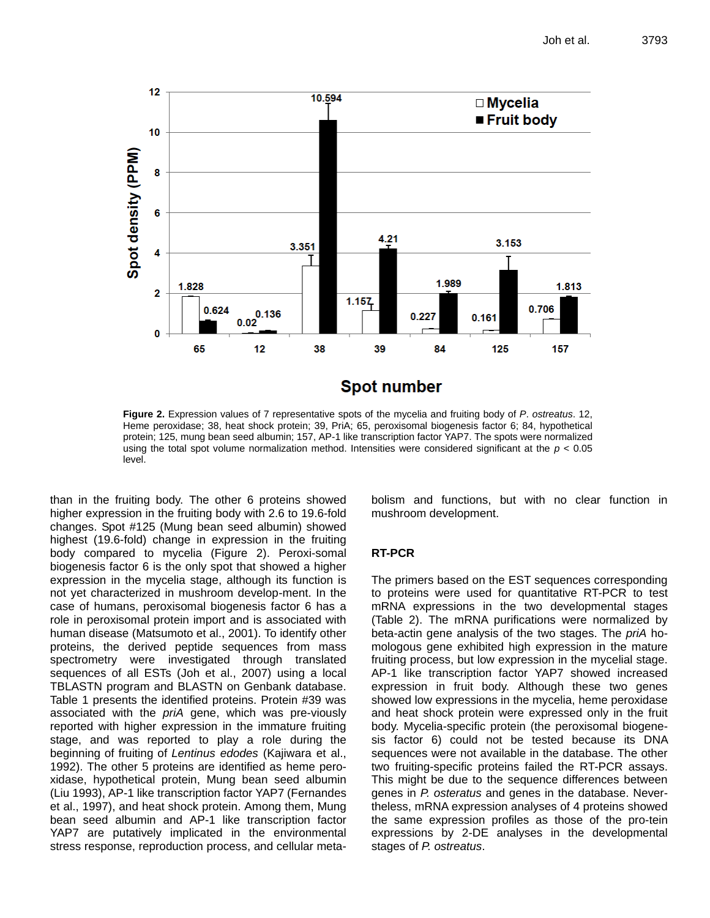Figure 2. Expression values of 7 representative spots of the mycelia and fruiting body of *P. ostreatus*. 12, Heme peroxidase; 38, heat shock protein; 39, PriA; 65, peroxisomal biogenesis factor 6; 84, hypothetical protein; 125, mung bean seed albumin; 157, AP-1 like transcription factor YAP7. The spots were normalized using the total spot volume normalization method. Intensities were considered significant at the $p < 0.05$ level.

than in the fruiting body. The other 6 proteins showed higher expression in the fruiting body with 2.6 to 19.6-fold changes. Spot #125 (Mung bean seed albumin) showed highest (19.6-fold) change in expression in the fruiting body compared to mycelia (Figure 2). Peroxi-somal biogenesis factor 6 is the only spot that showed a higher expression in the mycelia stage, although its function is not yet characterized in mushroom develop-ment. In the case of humans, peroxisomal biogenesis factor 6 has a role in peroxisomal protein import and is associated with human disease (Matsumoto et al., 2001). To identify other proteins, the derived peptide sequences from mass spectrometry were investigated through translated sequences of all ESTs (Joh et al., 2007) using a local TBLASTN program and BLASTN on Genbank database. Table 1 presents the identified proteins. Protein #39 was associated with the *priA* gene, which was pre-viously reported with higher expression in the immature fruiting stage, and was reported to play a role during the beginning of fruiting of *Lentinus edodes* (Kajiwara et al., 1992). The other 5 proteins are identified as heme pero-xidase, hypothetical protein, Mung bean seed albumin (Liu 1993), AP-1 like transcription factor YAP7 (Fernandes et al., 1997), and heat shock protein. Among them, Mung bean seed albumin and AP-1 like transcription factor YAP7 are putatively implicated in the environmental stress response, reproduction process, and cellular meta-bolism and functions, but with no clear function in mushroom development.

## RT-PCR

The primers based on the EST sequences corresponding to proteins were used for quantitative RT-PCR to test mRNA expressions in the two developmental stages (Table 2). The mRNA purifications were normalized by beta-actin gene analysis of the two stages. The *priA* ho-mologous gene exhibited high expression in the mature fruiting process, but low expression in the mycelial stage. AP-1 like transcription factor YAP7 showed increased expression in fruit body. Although these two genes showed low expressions in the mycelia, heme peroxidase and heat shock protein were expressed only in the fruit body. Mycelia-specific protein (the peroxisomal biogene-sis factor 6) could not be tested because its DNA sequences were not available in the database. The other two fruiting-specific proteins failed the RT-PCR assays. This might be due to the sequence differences between genes in *P. osteratus* and genes in the database. Never-theless, mRNA expression analyses of 4 proteins showed the same expression profiles as those of the pro-tein expressions by 2-DE analyses in the developmental stages of *P. ostreatus*.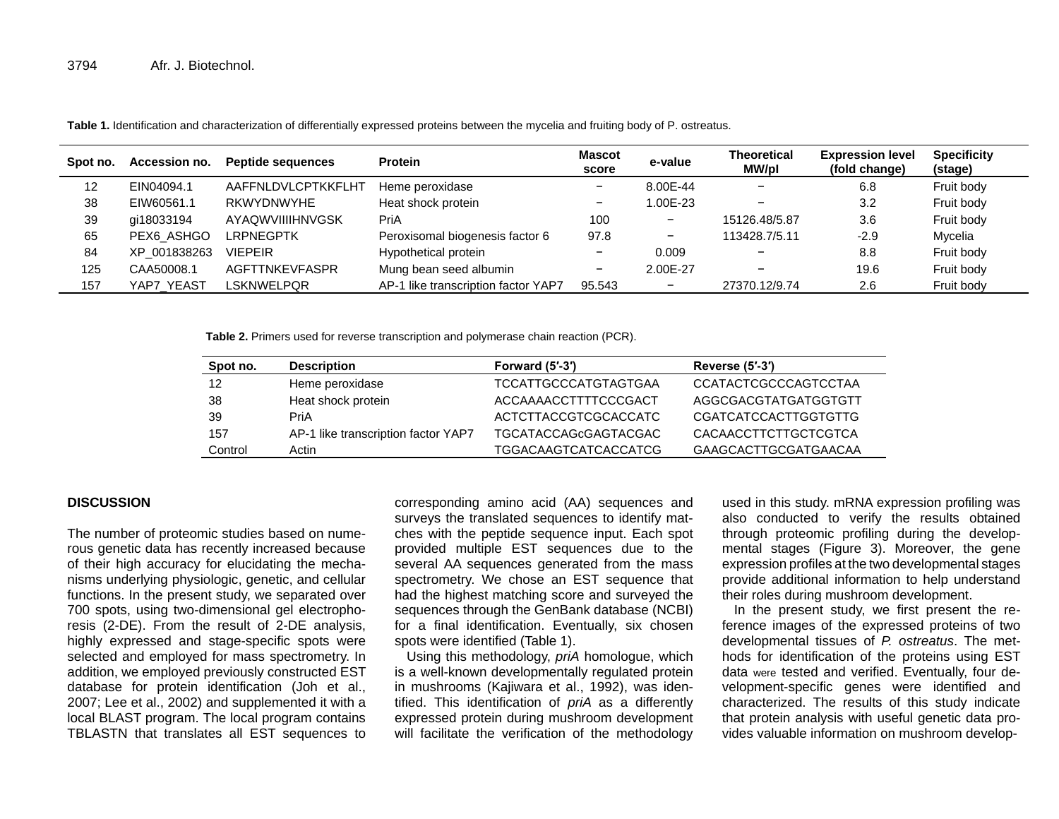**Table 1.** Identification and characterization of differentially expressed proteins between the mycelia and fruiting body of P. ostreatus.

| Spot no. | Accession no. | Peptide sequences | Protein | Mascot score | e-value | Theoretical MW/pI | Expression level (fold change) | Specificity (stage) |
|---|---|---|---|---|---|---|---|---|
| 12 | EIN04094.1 | AAFFNLDVLCPTKKFLHT | Heme peroxidase | − | 8.00E-44 | − | 6.8 | Fruit body |
| 38 | EIW60561.1 | RKWYDNWYHE | Heat shock protein | − | 1.00E-23 | − | 3.2 | Fruit body |
| 39 | gi18033194 | AYAQWVIIIIHNVGSK | PriA | 100 | − | 15126.48/5.87 | 3.6 | Fruit body |
| 65 | PEX6_ASHGO | LRPNEGPTK | Peroxisomal biogenesis factor 6 | 97.8 | − | 113428.7/5.11 | -2.9 | Mycelia |
| 84 | XP_001838263 | VIEPEIR | Hypothetical protein | − | 0.009 | − | 8.8 | Fruit body |
| 125 | CAA50008.1 | AGFTTNKEVFASPR | Mung bean seed albumin | − | 2.00E-27 | − | 19.6 | Fruit body |
| 157 | YAP7_YEAST | LSKNWELPQR | AP-1 like transcription factor YAP7 | 95.543 | − | 27370.12/9.74 | 2.6 | Fruit body |

**Table 2.** Primers used for reverse transcription and polymerase chain reaction (PCR).

| Spot no. | Description | Forward (5′-3′) | Reverse (5′-3′) |
|---|---|---|---|
| 12 | Heme peroxidase | TCCATTGCCCATGTAGTGAA | CCATACTCGCCCAGTCCTAA |
| 38 | Heat shock protein | ACCAAAACCTTTTCCCGACT | AGGCGACGTATGATGGTGTT |
| 39 | PriA | ACTCTTACCGTCGCACCATC | CGATCATCCACTTGGTGTTG |
| 157 | AP-1 like transcription factor YAP7 | TGCATACCAGcGAGTACGAC | CACAACCTTCTTGCTCGTCA |
| Control | Actin | TGGACAAGTCATCACCATCG | GAAGCACTTGCGATGAACAA |

## DISCUSSION

The number of proteomic studies based on numerous genetic data has recently increased because of their high accuracy for elucidating the mechanisms underlying physiologic, genetic, and cellular functions. In the present study, we separated over 700 spots, using two-dimensional gel electrophoresis (2-DE). From the result of 2-DE analysis, highly expressed and stage-specific spots were selected and employed for mass spectrometry. In addition, we employed previously constructed EST database for protein identification (Joh et al., 2007; Lee et al., 2002) and supplemented it with a local BLAST program. The local program contains TBLASTN that translates all EST sequences to corresponding amino acid (AA) sequences and surveys the translated sequences to identify matches with the peptide sequence input. Each spot provided multiple EST sequences due to the several AA sequences generated from the mass spectrometry. We chose an EST sequence that had the highest matching score and surveyed the sequences through the GenBank database (NCBI) for a final identification. Eventually, six chosen spots were identified (Table 1).

Using this methodology, *priA* homologue, which is a well-known developmentally regulated protein in mushrooms (Kajiwara et al., 1992), was identified. This identification of *priA* as a differently expressed protein during mushroom development will facilitate the verification of the methodology used in this study. mRNA expression profiling was also conducted to verify the results obtained through proteomic profiling during the developmental stages (Figure 3). Moreover, the gene expression profiles at the two developmental stages provide additional information to help understand their roles during mushroom development.

In the present study, we first present the reference images of the expressed proteins of two developmental tissues of *P. ostreatus*. The methods for identification of the proteins using EST data were tested and verified. Eventually, four development-specific genes were identified and characterized. The results of this study indicate that protein analysis with useful genetic data provides valuable information on mushroom develop-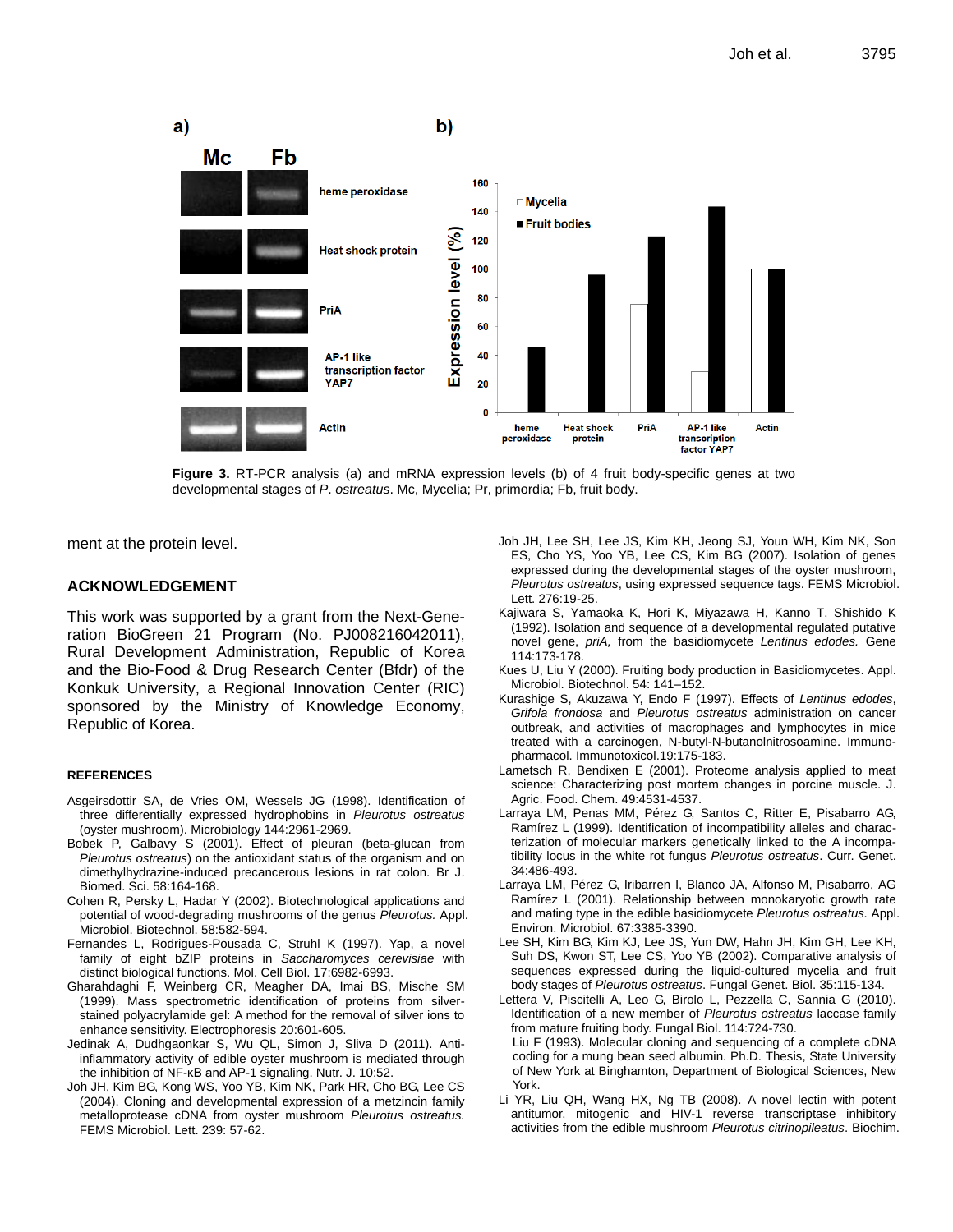**Figure 3.** RT-PCR analysis (a) and mRNA expression levels (b) of 4 fruit body-specific genes at two developmental stages of *P. ostreatus*. Mc, Mycelia; Pr, primordia; Fb, fruit body.

ment at the protein level.

## ACKNOWLEDGEMENT

This work was supported by a grant from the Next-Generation BioGreen 21 Program (No. PJ008216042011), Rural Development Administration, Republic of Korea and the Bio-Food & Drug Research Center (Bfdr) of the Konkuk University, a Regional Innovation Center (RIC) sponsored by the Ministry of Knowledge Economy, Republic of Korea.

## REFERENCES

Asgeirsdottir SA, de Vries OM, Wessels JG (1998). Identification of three differentially expressed hydrophobins in *Pleurotus ostreatus* (oyster mushroom). Microbiology 144:2961-2969.

Bobek P, Galbavy S (2001). Effect of pleuran (beta-glucan from *Pleurotus ostreatus*) on the antioxidant status of the organism and on dimethylhydrazine-induced precancerous lesions in rat colon. Br J. Biomed. Sci. 58:164-168.

Cohen R, Persky L, Hadar Y (2002). Biotechnological applications and potential of wood-degrading mushrooms of the genus *Pleurotus.* Appl. Microbiol. Biotechnol. 58:582-594.

Fernandes L, Rodrigues-Pousada C, Struhl K (1997). Yap, a novel family of eight bZIP proteins in *Saccharomyces cerevisiae* with distinct biological functions. Mol. Cell Biol. 17:6982-6993.

Gharahdaghi F, Weinberg CR, Meagher DA, Imai BS, Mische SM (1999). Mass spectrometric identification of proteins from silver-stained polyacrylamide gel: A method for the removal of silver ions to enhance sensitivity. Electrophoresis 20:601-605.

Jedinak A, Dudhgaonkar S, Wu QL, Simon J, Sliva D (2011). Anti-inflammatory activity of edible oyster mushroom is mediated through the inhibition of NF-κB and AP-1 signaling. Nutr. J. 10:52.

Joh JH, Kim BG, Kong WS, Yoo YB, Kim NK, Park HR, Cho BG, Lee CS (2004). Cloning and developmental expression of a metzincin family metalloprotease cDNA from oyster mushroom *Pleurotus ostreatus.* FEMS Microbiol. Lett. 239: 57-62.

Joh JH, Lee SH, Lee JS, Kim KH, Jeong SJ, Youn WH, Kim NK, Son ES, Cho YS, Yoo YB, Lee CS, Kim BG (2007). Isolation of genes expressed during the developmental stages of the oyster mushroom, *Pleurotus ostreatus*, using expressed sequence tags. FEMS Microbiol. Lett. 276:19-25.

Kajiwara S, Yamaoka K, Hori K, Miyazawa H, Kanno T, Shishido K (1992). Isolation and sequence of a developmental regulated putative novel gene, *priA,* from the basidiomycete *Lentinus edodes.* Gene 114:173-178.

Kues U, Liu Y (2000). Fruiting body production in Basidiomycetes. Appl. Microbiol. Biotechnol. 54: 141–152.

Kurashige S, Akuzawa Y, Endo F (1997). Effects of *Lentinus edodes*, *Grifola frondosa* and *Pleurotus ostreatus* administration on cancer outbreak, and activities of macrophages and lymphocytes in mice treated with a carcinogen, N-butyl-N-butanolnitrosoamine. Immunopharmacol. Immunotoxicol.19:175-183.

Lametsch R, Bendixen E (2001). Proteome analysis applied to meat science: Characterizing post mortem changes in porcine muscle. J. Agric. Food. Chem. 49:4531-4537.

Larraya LM, Penas MM, Pérez G, Santos C, Ritter E, Pisabarro AG, Ramírez L (1999). Identification of incompatibility alleles and characterization of molecular markers genetically linked to the A incompatibility locus in the white rot fungus *Pleurotus ostreatus*. Curr. Genet. 34:486-493.

Larraya LM, Pérez G, Iribarren I, Blanco JA, Alfonso M, Pisabarro, AG Ramírez L (2001). Relationship between monokaryotic growth rate and mating type in the edible basidiomycete *Pleurotus ostreatus.* Appl. Environ. Microbiol. 67:3385-3390.

Lee SH, Kim BG, Kim KJ, Lee JS, Yun DW, Hahn JH, Kim GH, Lee KH, Suh DS, Kwon ST, Lee CS, Yoo YB (2002). Comparative analysis of sequences expressed during the liquid-cultured mycelia and fruit body stages of *Pleurotus ostreatus*. Fungal Genet. Biol. 35:115-134.

Lettera V, Piscitelli A, Leo G, Birolo L, Pezzella C, Sannia G (2010). Identification of a new member of *Pleurotus ostreatus* laccase family from mature fruiting body. Fungal Biol. 114:724-730.

Liu F (1993). Molecular cloning and sequencing of a complete cDNA coding for a mung bean seed albumin. Ph.D. Thesis, State University of New York at Binghamton, Department of Biological Sciences, New York.

Li YR, Liu QH, Wang HX, Ng TB (2008). A novel lectin with potent antitumor, mitogenic and HIV-1 reverse transcriptase inhibitory activities from the edible mushroom *Pleurotus citrinopileatus*. Biochim.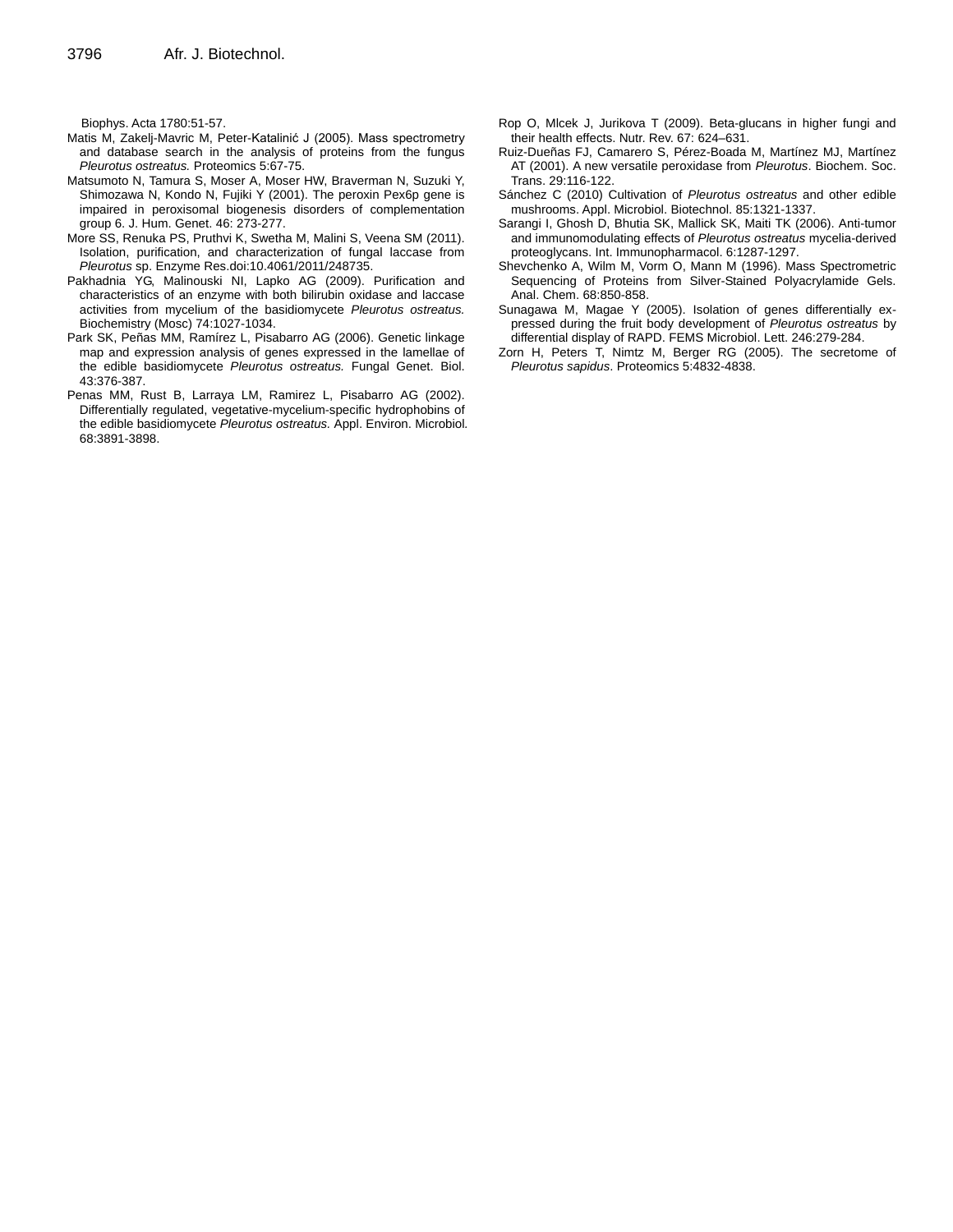Biophys. Acta 1780:51-57.

Matis M, Zakelj-Mavric M, Peter-Katalinić J (2005). Mass spectrometry and database search in the analysis of proteins from the fungus *Pleurotus ostreatus.* Proteomics 5:67-75.

Matsumoto N, Tamura S, Moser A, Moser HW, Braverman N, Suzuki Y, Shimozawa N, Kondo N, Fujiki Y (2001). The peroxin Pex6p gene is impaired in peroxisomal biogenesis disorders of complementation group 6. J. Hum. Genet. 46: 273-277.

More SS, Renuka PS, Pruthvi K, Swetha M, Malini S, Veena SM (2011). Isolation, purification, and characterization of fungal laccase from *Pleurotus* sp. Enzyme Res.doi:10.4061/2011/248735.

Pakhadnia YG, Malinouski NI, Lapko AG (2009). Purification and characteristics of an enzyme with both bilirubin oxidase and laccase activities from mycelium of the basidiomycete *Pleurotus ostreatus.* Biochemistry (Mosc) 74:1027-1034.

Park SK, Peñas MM, Ramírez L, Pisabarro AG (2006). Genetic linkage map and expression analysis of genes expressed in the lamellae of the edible basidiomycete *Pleurotus ostreatus.* Fungal Genet. Biol. 43:376-387.

Penas MM, Rust B, Larraya LM, Ramirez L, Pisabarro AG (2002). Differentially regulated, vegetative-mycelium-specific hydrophobins of the edible basidiomycete *Pleurotus ostreatus.* Appl. Environ. Microbiol. 68:3891-3898.

Rop O, Mlcek J, Jurikova T (2009). Beta-glucans in higher fungi and their health effects. Nutr. Rev. 67: 624–631.

Ruiz-Dueñas FJ, Camarero S, Pérez-Boada M, Martínez MJ, Martínez AT (2001). A new versatile peroxidase from *Pleurotus*. Biochem. Soc. Trans. 29:116-122.

Sánchez C (2010) Cultivation of *Pleurotus ostreatus* and other edible mushrooms. Appl. Microbiol. Biotechnol. 85:1321-1337.

Sarangi I, Ghosh D, Bhutia SK, Mallick SK, Maiti TK (2006). Anti-tumor and immunomodulating effects of *Pleurotus ostreatus* mycelia-derived proteoglycans. Int. Immunopharmacol. 6:1287-1297.

Shevchenko A, Wilm M, Vorm O, Mann M (1996). Mass Spectrometric Sequencing of Proteins from Silver-Stained Polyacrylamide Gels. Anal. Chem. 68:850-858.

Sunagawa M, Magae Y (2005). Isolation of genes differentially expressed during the fruit body development of *Pleurotus ostreatus* by differential display of RAPD. FEMS Microbiol. Lett. 246:279-284.

Zorn H, Peters T, Nimtz M, Berger RG (2005). The secretome of *Pleurotus sapidus*. Proteomics 5:4832-4838.